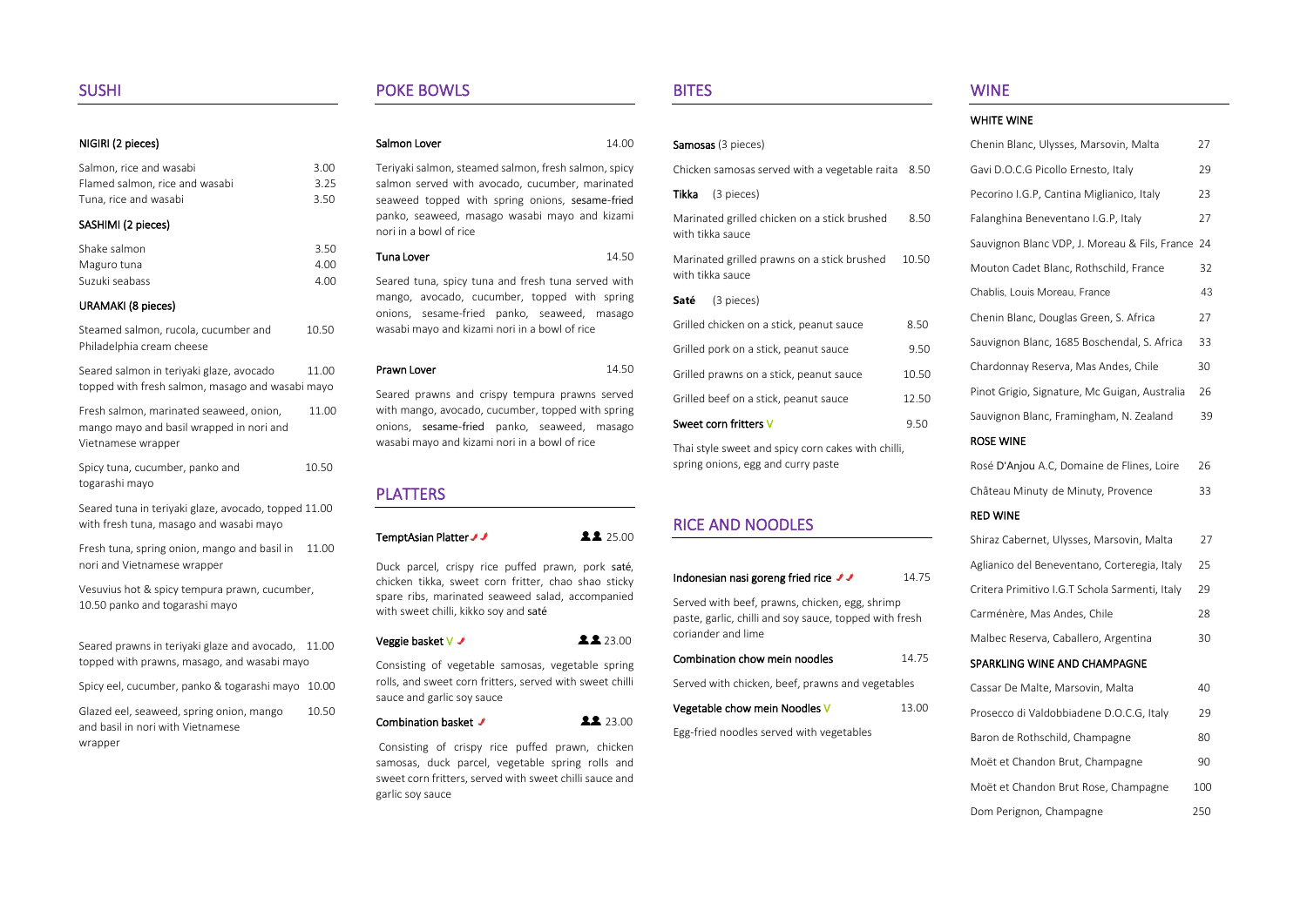## SUSHI

### NIGIRI (2 pieces)

| | |
|---|---|
| Salmon, rice and wasabi | 3.00 |
| Flamed salmon, rice and wasabi | 3.25 |
| Tuna, rice and wasabi | 3.50 |

### SASHIMI (2 pieces)

| | |
|---|---|
| Shake salmon | 3.50 |
| Maguro tuna | 4.00 |
| Suzuki seabass | 4.00 |

### URAMAKI (8 pieces)

| | |
|---|---|
| Steamed salmon, rucola, cucumber and Philadelphia cream cheese | 10.50 |
| Seared salmon in teriyaki glaze, avocado topped with fresh salmon, masago and wasabi mayo | 11.00 |
| Fresh salmon, marinated seaweed, onion, mango mayo and basil wrapped in nori and Vietnamese wrapper | 11.00 |
| Spicy tuna, cucumber, panko and togarashi mayo | 10.50 |
| Seared tuna in teriyaki glaze, avocado, topped with fresh tuna, masago and wasabi mayo | 11.00 |
| Fresh tuna, spring onion, mango and basil in nori and Vietnamese wrapper | 11.00 |
| Vesuvius hot & spicy tempura prawn, cucumber, panko and togarashi mayo | 10.50 |
| Seared prawns in teriyaki glaze and avocado, topped with prawns, masago, and wasabi mayo | 11.00 |
| Spicy eel, cucumber, panko & togarashi mayo | 10.00 |
| Glazed eel, seaweed, spring onion, mango and basil in nori with Vietnamese wrapper | 10.50 |

## POKE BOWLS

**Salmon Lover** 14.00

Teriyaki salmon, steamed salmon, fresh salmon, spicy salmon served with avocado, cucumber, marinated seaweed topped with spring onions, sesame-fried panko, seaweed, masago wasabi mayo and kizami nori in a bowl of rice

**Tuna Lover** 14.50

Seared tuna, spicy tuna and fresh tuna served with mango, avocado, cucumber, topped with spring onions, sesame-fried panko, seaweed, masago wasabi mayo and kizami nori in a bowl of rice

**Prawn Lover** 14.50

Seared prawns and crispy tempura prawns served with mango, avocado, cucumber, topped with spring onions, sesame-fried panko, seaweed, masago wasabi mayo and kizami nori in a bowl of rice

## PLATTERS

**TemptAsian Platter** 🌶🌶 (serves 2) 25.00

Duck parcel, crispy rice puffed prawn, pork saté, chicken tikka, sweet corn fritter, chao shao sticky spare ribs, marinated seaweed salad, accompanied with sweet chilli, kikko soy and saté

**Veggie basket** V 🌶 (serves 2) 23.00

Consisting of vegetable samosas, vegetable spring rolls, and sweet corn fritters, served with sweet chilli sauce and garlic soy sauce

**Combination basket** 🌶 (serves 2) 23.00

Consisting of crispy rice puffed prawn, chicken samosas, duck parcel, vegetable spring rolls and sweet corn fritters, served with sweet chilli sauce and garlic soy sauce

## BITES

**Samosas** (3 pieces)

| | |
|---|---|
| Chicken samosas served with a vegetable raita | 8.50 |

**Tikka** (3 pieces)

| | |
|---|---|
| Marinated grilled chicken on a stick brushed with tikka sauce | 8.50 |
| Marinated grilled prawns on a stick brushed with tikka sauce | 10.50 |

**Saté** (3 pieces)

| | |
|---|---|
| Grilled chicken on a stick, peanut sauce | 8.50 |
| Grilled pork on a stick, peanut sauce | 9.50 |
| Grilled prawns on a stick, peanut sauce | 10.50 |
| Grilled beef on a stick, peanut sauce | 12.50 |

**Sweet corn fritters** V 9.50

Thai style sweet and spicy corn cakes with chilli, spring onions, egg and curry paste

## RICE AND NOODLES

**Indonesian nasi goreng fried rice** 🌶🌶 14.75

Served with beef, prawns, chicken, egg, shrimp paste, garlic, chilli and soy sauce, topped with fresh coriander and lime

**Combination chow mein noodles** 14.75

Served with chicken, beef, prawns and vegetables

**Vegetable chow mein Noodles** V 13.00

Egg-fried noodles served with vegetables

## WINE

### WHITE WINE

| | |
|---|---|
| Chenin Blanc, Ulysses, Marsovin, Malta | 27 |
| Gavi D.O.C.G Picollo Ernesto, Italy | 29 |
| Pecorino I.G.P, Cantina Miglianico, Italy | 23 |
| Falanghina Beneventano I.G.P, Italy | 27 |
| Sauvignon Blanc VDP, J. Moreau & Fils, France | 24 |
| Mouton Cadet Blanc, Rothschild, France | 32 |
| Chablis, Louis Moreau, France | 43 |
| Chenin Blanc, Douglas Green, S. Africa | 27 |
| Sauvignon Blanc, 1685 Boschendal, S. Africa | 33 |
| Chardonnay Reserva, Mas Andes, Chile | 30 |
| Pinot Grigio, Signature, Mc Guigan, Australia | 26 |
| Sauvignon Blanc, Framingham, N. Zealand | 39 |

### ROSE WINE

| | |
|---|---|
| Rosé D'Anjou A.C, Domaine de Flines, Loire | 26 |
| Château Minuty de Minuty, Provence | 33 |

### RED WINE

| | |
|---|---|
| Shiraz Cabernet, Ulysses, Marsovin, Malta | 27 |
| Aglianico del Beneventano, Corteregia, Italy | 25 |
| Critera Primitivo I.G.T Schola Sarmenti, Italy | 29 |
| Carménère, Mas Andes, Chile | 28 |
| Malbec Reserva, Caballero, Argentina | 30 |

### SPARKLING WINE AND CHAMPAGNE

| | |
|---|---|
| Cassar De Malte, Marsovin, Malta | 40 |
| Prosecco di Valdobbiadene D.O.C.G, Italy | 29 |
| Baron de Rothschild, Champagne | 80 |
| Moët et Chandon Brut, Champagne | 90 |
| Moët et Chandon Brut Rose, Champagne | 100 |
| Dom Perignon, Champagne | 250 |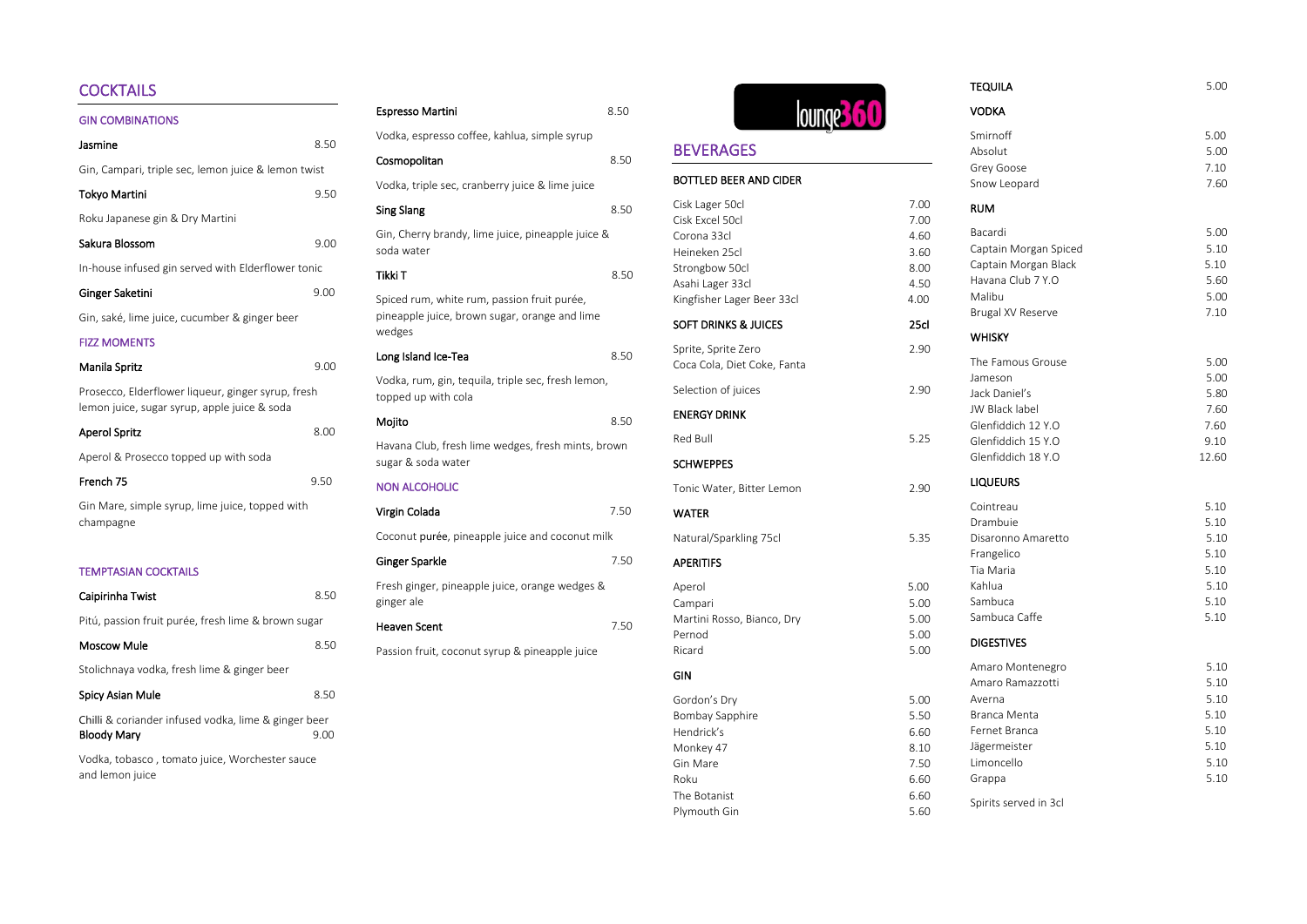# COCKTAILS

## GIN COMBINATIONS

**Jasmine** 8.50

Gin, Campari, triple sec, lemon juice & lemon twist

**Tokyo Martini** 9.50

Roku Japanese gin & Dry Martini

**Sakura Blossom** 9.00

In-house infused gin served with Elderflower tonic

**Ginger Saketini** 9.00

Gin, saké, lime juice, cucumber & ginger beer

## FIZZ MOMENTS

**Manila Spritz** 9.00

Prosecco, Elderflower liqueur, ginger syrup, fresh lemon juice, sugar syrup, apple juice & soda

**Aperol Spritz** 8.00

Aperol & Prosecco topped up with soda

**French 75** 9.50

Gin Mare, simple syrup, lime juice, topped with champagne

## TEMPTASIAN COCKTAILS

**Caipirinha Twist** 8.50

Pitú, passion fruit purée, fresh lime & brown sugar

**Moscow Mule** 8.50

Stolichnaya vodka, fresh lime & ginger beer

**Spicy Asian Mule** 8.50

Chilli & coriander infused vodka, lime & ginger beer

**Bloody Mary** 9.00

Vodka, tobasco , tomato juice, Worchester sauce and lemon juice

**Espresso Martini** 8.50

Vodka, espresso coffee, kahlua, simple syrup

**Cosmopolitan** 8.50

Vodka, triple sec, cranberry juice & lime juice

**Sing Slang** 8.50

Gin, Cherry brandy, lime juice, pineapple juice & soda water

**Tikki T** 8.50

Spiced rum, white rum, passion fruit purée, pineapple juice, brown sugar, orange and lime wedges

**Long Island Ice-Tea** 8.50

Vodka, rum, gin, tequila, triple sec, fresh lemon, topped up with cola

**Mojito** 8.50

Havana Club, fresh lime wedges, fresh mints, brown sugar & soda water

## NON ALCOHOLIC

**Virgin Colada** 7.50

Coconut purée, pineapple juice and coconut milk

**Ginger Sparkle** 7.50

Fresh ginger, pineapple juice, orange wedges & ginger ale

**Heaven Scent** 7.50

Passion fruit, coconut syrup & pineapple juice

lounge360

# BEVERAGES

## BOTTLED BEER AND CIDER

| | |
|---|---|
| Cisk Lager 50cl | 7.00 |
| Cisk Excel 50cl | 7.00 |
| Corona 33cl | 4.60 |
| Heineken 25cl | 3.60 |
| Strongbow 50cl | 8.00 |
| Asahi Lager 33cl | 4.50 |
| Kingfisher Lager Beer 33cl | 4.00 |

## SOFT DRINKS & JUICES — 25cl

| | |
|---|---|
| Sprite, Sprite Zero<br>Coca Cola, Diet Coke, Fanta | 2.90 |
| Selection of juices | 2.90 |

## ENERGY DRINK

| | |
|---|---|
| Red Bull | 5.25 |

## SCHWEPPES

| | |
|---|---|
| Tonic Water, Bitter Lemon | 2.90 |

## WATER

| | |
|---|---|
| Natural/Sparkling 75cl | 5.35 |

## APERITIFS

| | |
|---|---|
| Aperol | 5.00 |
| Campari | 5.00 |
| Martini Rosso, Bianco, Dry | 5.00 |
| Pernod | 5.00 |
| Ricard | 5.00 |

## GIN

| | |
|---|---|
| Gordon's Dry | 5.00 |
| Bombay Sapphire | 5.50 |
| Hendrick's | 6.60 |
| Monkey 47 | 8.10 |
| Gin Mare | 7.50 |
| Roku | 6.60 |
| The Botanist | 6.60 |
| Plymouth Gin | 5.60 |

## TEQUILA — 5.00

## VODKA

| | |
|---|---|
| Smirnoff | 5.00 |
| Absolut | 5.00 |
| Grey Goose | 7.10 |
| Snow Leopard | 7.60 |

## RUM

| | |
|---|---|
| Bacardi | 5.00 |
| Captain Morgan Spiced | 5.10 |
| Captain Morgan Black | 5.10 |
| Havana Club 7 Y.O | 5.60 |
| Malibu | 5.00 |
| Brugal XV Reserve | 7.10 |

## WHISKY

| | |
|---|---|
| The Famous Grouse | 5.00 |
| Jameson | 5.00 |
| Jack Daniel's | 5.80 |
| JW Black label | 7.60 |
| Glenfiddich 12 Y.O | 7.60 |
| Glenfiddich 15 Y.O | 9.10 |
| Glenfiddich 18 Y.O | 12.60 |

## LIQUEURS

| | |
|---|---|
| Cointreau | 5.10 |
| Drambuie | 5.10 |
| Disaronno Amaretto | 5.10 |
| Frangelico | 5.10 |
| Tia Maria | 5.10 |
| Kahlua | 5.10 |
| Sambuca | 5.10 |
| Sambuca Caffe | 5.10 |

## DIGESTIVES

| | |
|---|---|
| Amaro Montenegro | 5.10 |
| Amaro Ramazzotti | 5.10 |
| Averna | 5.10 |
| Branca Menta | 5.10 |
| Fernet Branca | 5.10 |
| Jägermeister | 5.10 |
| Limoncello | 5.10 |
| Grappa | 5.10 |

Spirits served in 3cl